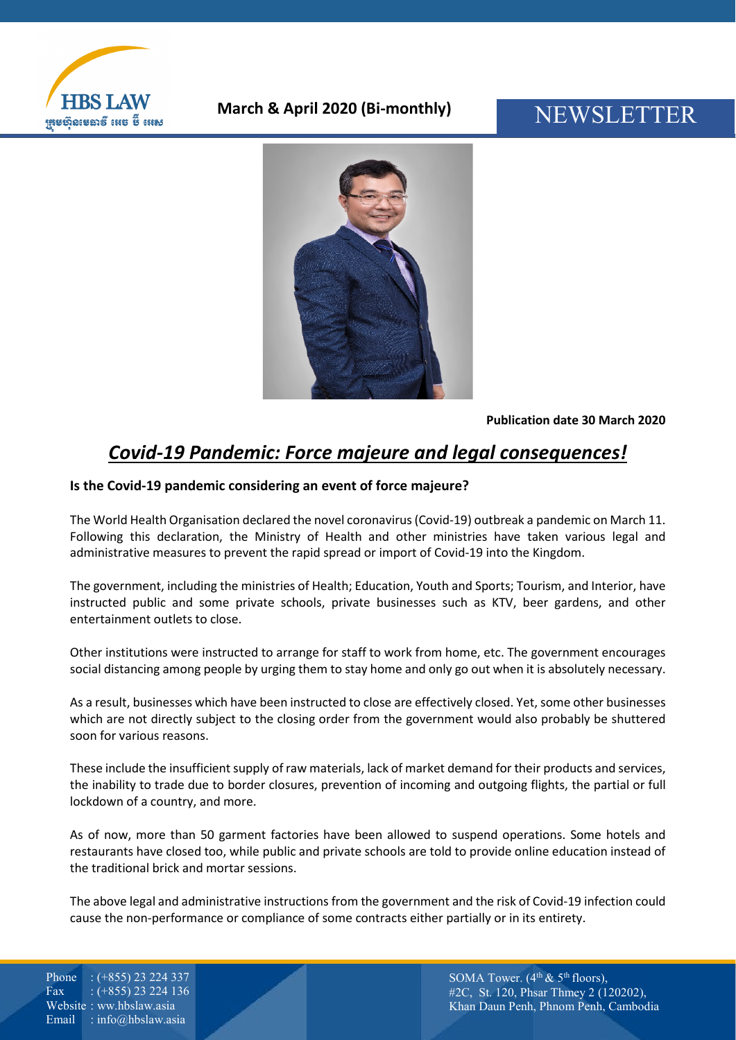March & April 2020 (Bi-monthly)

NEWSLETTER

**Publication date 30 March 2020**

# *Covid-19 Pandemic: Force majeure and legal consequences!*

**Is the Covid-19 pandemic considering an event of force majeure?**

The World Health Organisation declared the novel coronavirus (Covid-19) outbreak a pandemic on March 11. Following this declaration, the Ministry of Health and other ministries have taken various legal and administrative measures to prevent the rapid spread or import of Covid-19 into the Kingdom.

The government, including the ministries of Health; Education, Youth and Sports; Tourism, and Interior, have instructed public and some private schools, private businesses such as KTV, beer gardens, and other entertainment outlets to close.

Other institutions were instructed to arrange for staff to work from home, etc. The government encourages social distancing among people by urging them to stay home and only go out when it is absolutely necessary.

As a result, businesses which have been instructed to close are effectively closed. Yet, some other businesses which are not directly subject to the closing order from the government would also probably be shuttered soon for various reasons.

These include the insufficient supply of raw materials, lack of market demand for their products and services, the inability to trade due to border closures, prevention of incoming and outgoing flights, the partial or full lockdown of a country, and more.

As of now, more than 50 garment factories have been allowed to suspend operations. Some hotels and restaurants have closed too, while public and private schools are told to provide online education instead of the traditional brick and mortar sessions.

The above legal and administrative instructions from the government and the risk of Covid-19 infection could cause the non-performance or compliance of some contracts either partially or in its entirety.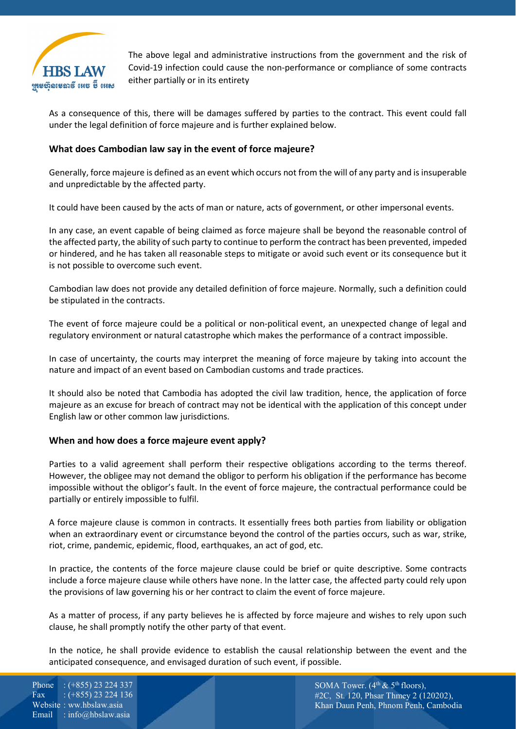The above legal and administrative instructions from the government and the risk of Covid-19 infection could cause the non-performance or compliance of some contracts either partially or in its entirety

As a consequence of this, there will be damages suffered by parties to the contract. This event could fall under the legal definition of force majeure and is further explained below.

### What does Cambodian law say in the event of force majeure?

Generally, force majeure is defined as an event which occurs not from the will of any party and is insuperable and unpredictable by the affected party.

It could have been caused by the acts of man or nature, acts of government, or other impersonal events.

In any case, an event capable of being claimed as force majeure shall be beyond the reasonable control of the affected party, the ability of such party to continue to perform the contract has been prevented, impeded or hindered, and he has taken all reasonable steps to mitigate or avoid such event or its consequence but it is not possible to overcome such event.

Cambodian law does not provide any detailed definition of force majeure. Normally, such a definition could be stipulated in the contracts.

The event of force majeure could be a political or non-political event, an unexpected change of legal and regulatory environment or natural catastrophe which makes the performance of a contract impossible.

In case of uncertainty, the courts may interpret the meaning of force majeure by taking into account the nature and impact of an event based on Cambodian customs and trade practices.

It should also be noted that Cambodia has adopted the civil law tradition, hence, the application of force majeure as an excuse for breach of contract may not be identical with the application of this concept under English law or other common law jurisdictions.

### When and how does a force majeure event apply?

Parties to a valid agreement shall perform their respective obligations according to the terms thereof. However, the obligee may not demand the obligor to perform his obligation if the performance has become impossible without the obligor's fault. In the event of force majeure, the contractual performance could be partially or entirely impossible to fulfil.

A force majeure clause is common in contracts. It essentially frees both parties from liability or obligation when an extraordinary event or circumstance beyond the control of the parties occurs, such as war, strike, riot, crime, pandemic, epidemic, flood, earthquakes, an act of god, etc.

In practice, the contents of the force majeure clause could be brief or quite descriptive. Some contracts include a force majeure clause while others have none. In the latter case, the affected party could rely upon the provisions of law governing his or her contract to claim the event of force majeure.

As a matter of process, if any party believes he is affected by force majeure and wishes to rely upon such clause, he shall promptly notify the other party of that event.

In the notice, he shall provide evidence to establish the causal relationship between the event and the anticipated consequence, and envisaged duration of such event, if possible.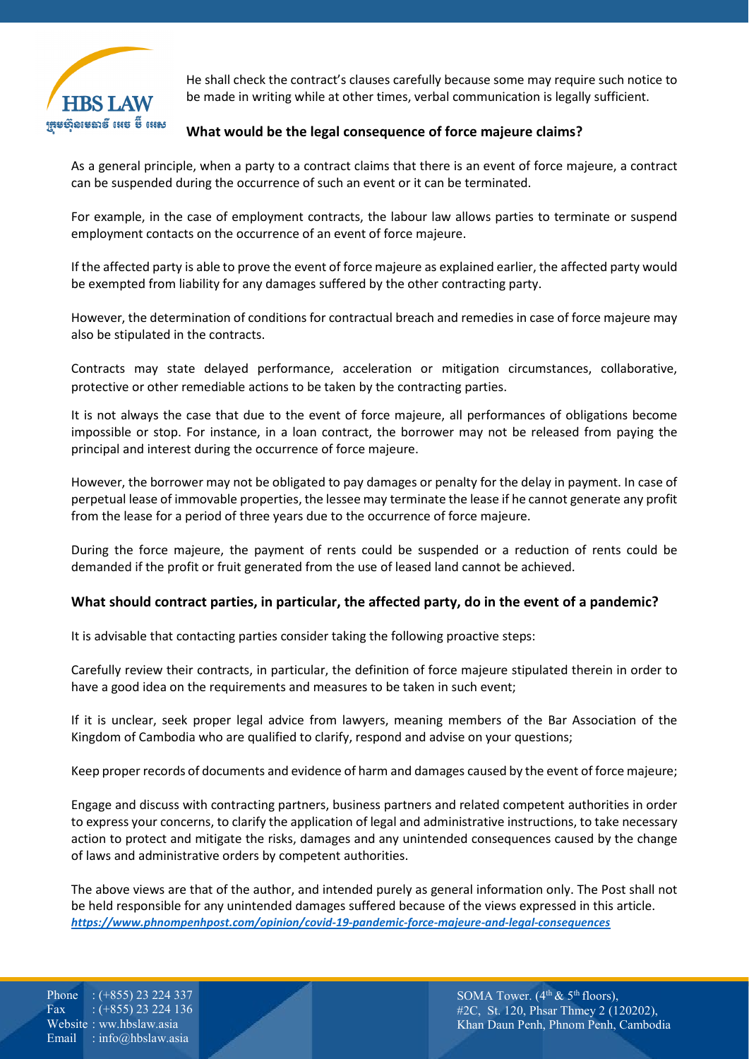He shall check the contract's clauses carefully because some may require such notice to be made in writing while at other times, verbal communication is legally sufficient.

**What would be the legal consequence of force majeure claims?**

As a general principle, when a party to a contract claims that there is an event of force majeure, a contract can be suspended during the occurrence of such an event or it can be terminated.

For example, in the case of employment contracts, the labour law allows parties to terminate or suspend employment contacts on the occurrence of an event of force majeure.

If the affected party is able to prove the event of force majeure as explained earlier, the affected party would be exempted from liability for any damages suffered by the other contracting party.

However, the determination of conditions for contractual breach and remedies in case of force majeure may also be stipulated in the contracts.

Contracts may state delayed performance, acceleration or mitigation circumstances, collaborative, protective or other remediable actions to be taken by the contracting parties.

It is not always the case that due to the event of force majeure, all performances of obligations become impossible or stop. For instance, in a loan contract, the borrower may not be released from paying the principal and interest during the occurrence of force majeure.

However, the borrower may not be obligated to pay damages or penalty for the delay in payment. In case of perpetual lease of immovable properties, the lessee may terminate the lease if he cannot generate any profit from the lease for a period of three years due to the occurrence of force majeure.

During the force majeure, the payment of rents could be suspended or a reduction of rents could be demanded if the profit or fruit generated from the use of leased land cannot be achieved.

**What should contract parties, in particular, the affected party, do in the event of a pandemic?**

It is advisable that contacting parties consider taking the following proactive steps:

Carefully review their contracts, in particular, the definition of force majeure stipulated therein in order to have a good idea on the requirements and measures to be taken in such event;

If it is unclear, seek proper legal advice from lawyers, meaning members of the Bar Association of the Kingdom of Cambodia who are qualified to clarify, respond and advise on your questions;

Keep proper records of documents and evidence of harm and damages caused by the event of force majeure;

Engage and discuss with contracting partners, business partners and related competent authorities in order to express your concerns, to clarify the application of legal and administrative instructions, to take necessary action to protect and mitigate the risks, damages and any unintended consequences caused by the change of laws and administrative orders by competent authorities.

The above views are that of the author, and intended purely as general information only. The Post shall not be held responsible for any unintended damages suffered because of the views expressed in this article.
***https://www.phnompenhpost.com/opinion/covid-19-pandemic-force-majeure-and-legal-consequences***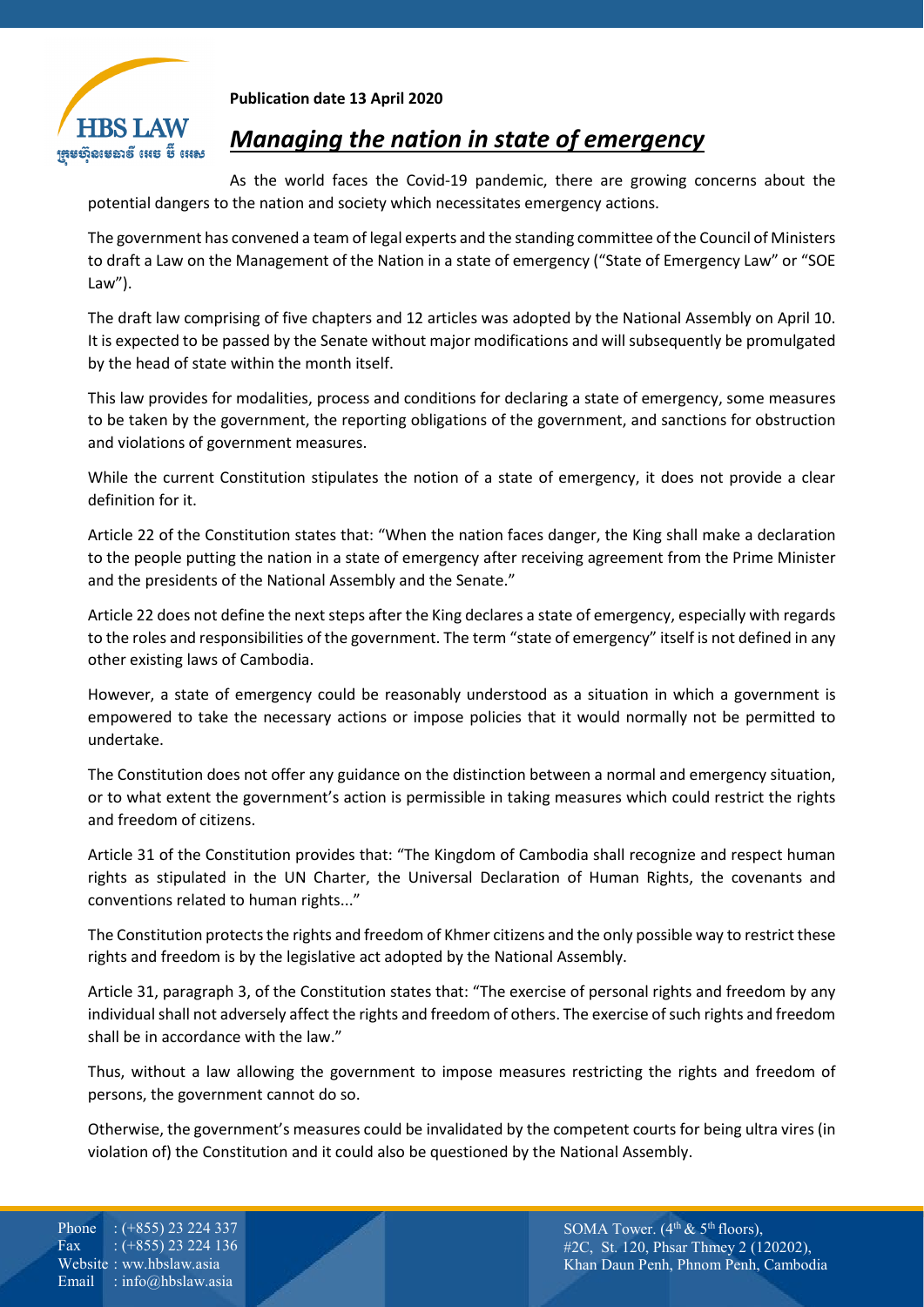**Publication date 13 April 2020**

# *Managing the nation in state of emergency*

As the world faces the Covid-19 pandemic, there are growing concerns about the potential dangers to the nation and society which necessitates emergency actions.

The government has convened a team of legal experts and the standing committee of the Council of Ministers to draft a Law on the Management of the Nation in a state of emergency ("State of Emergency Law" or "SOE Law").

The draft law comprising of five chapters and 12 articles was adopted by the National Assembly on April 10. It is expected to be passed by the Senate without major modifications and will subsequently be promulgated by the head of state within the month itself.

This law provides for modalities, process and conditions for declaring a state of emergency, some measures to be taken by the government, the reporting obligations of the government, and sanctions for obstruction and violations of government measures.

While the current Constitution stipulates the notion of a state of emergency, it does not provide a clear definition for it.

Article 22 of the Constitution states that: "When the nation faces danger, the King shall make a declaration to the people putting the nation in a state of emergency after receiving agreement from the Prime Minister and the presidents of the National Assembly and the Senate."

Article 22 does not define the next steps after the King declares a state of emergency, especially with regards to the roles and responsibilities of the government. The term "state of emergency" itself is not defined in any other existing laws of Cambodia.

However, a state of emergency could be reasonably understood as a situation in which a government is empowered to take the necessary actions or impose policies that it would normally not be permitted to undertake.

The Constitution does not offer any guidance on the distinction between a normal and emergency situation, or to what extent the government's action is permissible in taking measures which could restrict the rights and freedom of citizens.

Article 31 of the Constitution provides that: "The Kingdom of Cambodia shall recognize and respect human rights as stipulated in the UN Charter, the Universal Declaration of Human Rights, the covenants and conventions related to human rights..."

The Constitution protects the rights and freedom of Khmer citizens and the only possible way to restrict these rights and freedom is by the legislative act adopted by the National Assembly.

Article 31, paragraph 3, of the Constitution states that: "The exercise of personal rights and freedom by any individual shall not adversely affect the rights and freedom of others. The exercise of such rights and freedom shall be in accordance with the law."

Thus, without a law allowing the government to impose measures restricting the rights and freedom of persons, the government cannot do so.

Otherwise, the government's measures could be invalidated by the competent courts for being ultra vires (in violation of) the Constitution and it could also be questioned by the National Assembly.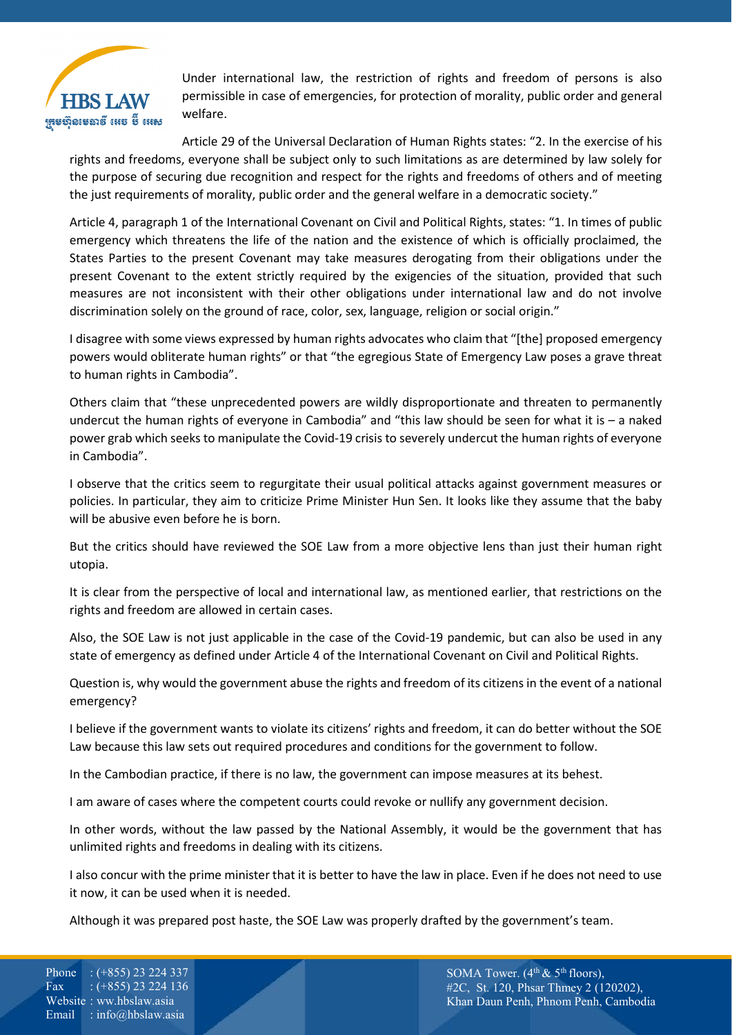Under international law, the restriction of rights and freedom of persons is also permissible in case of emergencies, for protection of morality, public order and general welfare.

Article 29 of the Universal Declaration of Human Rights states: "2. In the exercise of his rights and freedoms, everyone shall be subject only to such limitations as are determined by law solely for the purpose of securing due recognition and respect for the rights and freedoms of others and of meeting the just requirements of morality, public order and the general welfare in a democratic society."

Article 4, paragraph 1 of the International Covenant on Civil and Political Rights, states: "1. In times of public emergency which threatens the life of the nation and the existence of which is officially proclaimed, the States Parties to the present Covenant may take measures derogating from their obligations under the present Covenant to the extent strictly required by the exigencies of the situation, provided that such measures are not inconsistent with their other obligations under international law and do not involve discrimination solely on the ground of race, color, sex, language, religion or social origin."

I disagree with some views expressed by human rights advocates who claim that "[the] proposed emergency powers would obliterate human rights" or that "the egregious State of Emergency Law poses a grave threat to human rights in Cambodia".

Others claim that "these unprecedented powers are wildly disproportionate and threaten to permanently undercut the human rights of everyone in Cambodia" and "this law should be seen for what it is – a naked power grab which seeks to manipulate the Covid-19 crisis to severely undercut the human rights of everyone in Cambodia".

I observe that the critics seem to regurgitate their usual political attacks against government measures or policies. In particular, they aim to criticize Prime Minister Hun Sen. It looks like they assume that the baby will be abusive even before he is born.

But the critics should have reviewed the SOE Law from a more objective lens than just their human right utopia.

It is clear from the perspective of local and international law, as mentioned earlier, that restrictions on the rights and freedom are allowed in certain cases.

Also, the SOE Law is not just applicable in the case of the Covid-19 pandemic, but can also be used in any state of emergency as defined under Article 4 of the International Covenant on Civil and Political Rights.

Question is, why would the government abuse the rights and freedom of its citizens in the event of a national emergency?

I believe if the government wants to violate its citizens' rights and freedom, it can do better without the SOE Law because this law sets out required procedures and conditions for the government to follow.

In the Cambodian practice, if there is no law, the government can impose measures at its behest.

I am aware of cases where the competent courts could revoke or nullify any government decision.

In other words, without the law passed by the National Assembly, it would be the government that has unlimited rights and freedoms in dealing with its citizens.

I also concur with the prime minister that it is better to have the law in place. Even if he does not need to use it now, it can be used when it is needed.

Although it was prepared post haste, the SOE Law was properly drafted by the government's team.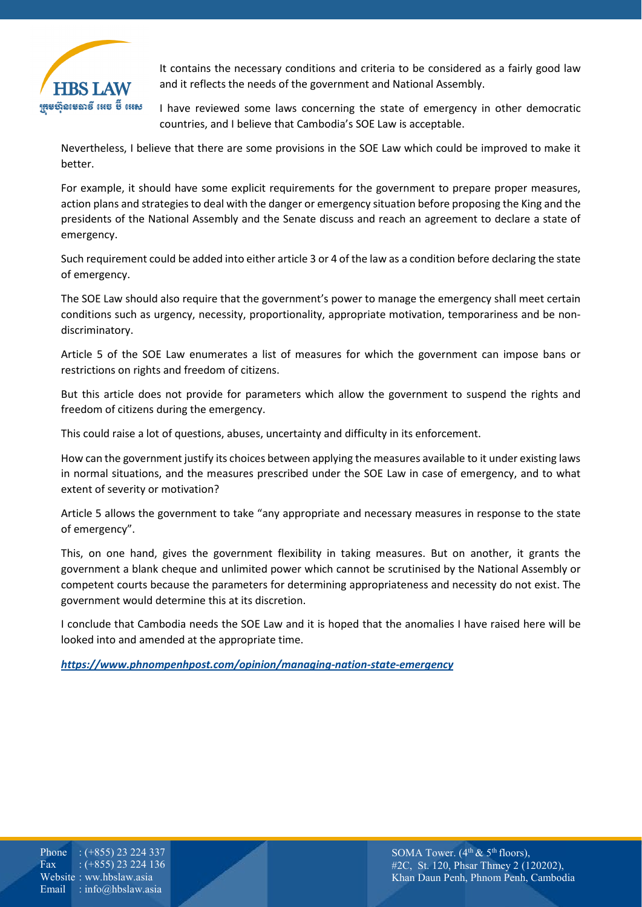It contains the necessary conditions and criteria to be considered as a fairly good law and it reflects the needs of the government and National Assembly.

I have reviewed some laws concerning the state of emergency in other democratic countries, and I believe that Cambodia's SOE Law is acceptable.

Nevertheless, I believe that there are some provisions in the SOE Law which could be improved to make it better.

For example, it should have some explicit requirements for the government to prepare proper measures, action plans and strategies to deal with the danger or emergency situation before proposing the King and the presidents of the National Assembly and the Senate discuss and reach an agreement to declare a state of emergency.

Such requirement could be added into either article 3 or 4 of the law as a condition before declaring the state of emergency.

The SOE Law should also require that the government's power to manage the emergency shall meet certain conditions such as urgency, necessity, proportionality, appropriate motivation, temporariness and be non-discriminatory.

Article 5 of the SOE Law enumerates a list of measures for which the government can impose bans or restrictions on rights and freedom of citizens.

But this article does not provide for parameters which allow the government to suspend the rights and freedom of citizens during the emergency.

This could raise a lot of questions, abuses, uncertainty and difficulty in its enforcement.

How can the government justify its choices between applying the measures available to it under existing laws in normal situations, and the measures prescribed under the SOE Law in case of emergency, and to what extent of severity or motivation?

Article 5 allows the government to take "any appropriate and necessary measures in response to the state of emergency".

This, on one hand, gives the government flexibility in taking measures. But on another, it grants the government a blank cheque and unlimited power which cannot be scrutinised by the National Assembly or competent courts because the parameters for determining appropriateness and necessity do not exist. The government would determine this at its discretion.

I conclude that Cambodia needs the SOE Law and it is hoped that the anomalies I have raised here will be looked into and amended at the appropriate time.

***https://www.phnompenhpost.com/opinion/managing-nation-state-emergency***